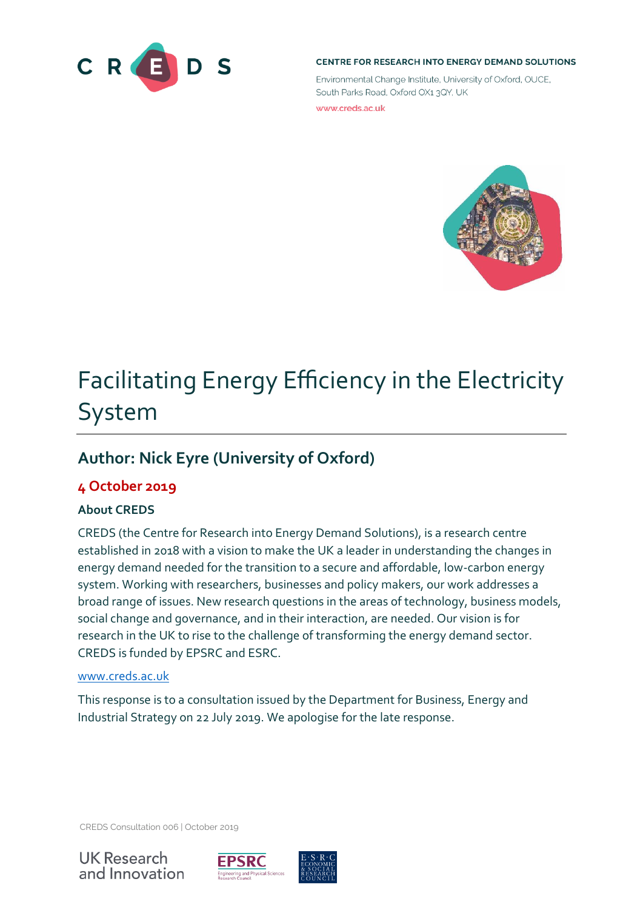CENTRE FOR RESEARCH INTO ENERGY DEMAND SOLUTIONS

Environmental Change Institute, University of Oxford, OUCE, South Parks Road, Oxford OX1 3QY, UK

www.creds.ac.uk

# Facilitating Energy Efficiency in the Electricity System

## Author: Nick Eyre (University of Oxford)

## 4 October 2019

### About CREDS

CREDS (the Centre for Research into Energy Demand Solutions), is a research centre established in 2018 with a vision to make the UK a leader in understanding the changes in energy demand needed for the transition to a secure and affordable, low-carbon energy system. Working with researchers, businesses and policy makers, our work addresses a broad range of issues. New research questions in the areas of technology, business models, social change and governance, and in their interaction, are needed. Our vision is for research in the UK to rise to the challenge of transforming the energy demand sector. CREDS is funded by EPSRC and ESRC.

www.creds.ac.uk

This response is to a consultation issued by the Department for Business, Energy and Industrial Strategy on 22 July 2019. We apologise for the late response.

CREDS Consultation 006 | October 2019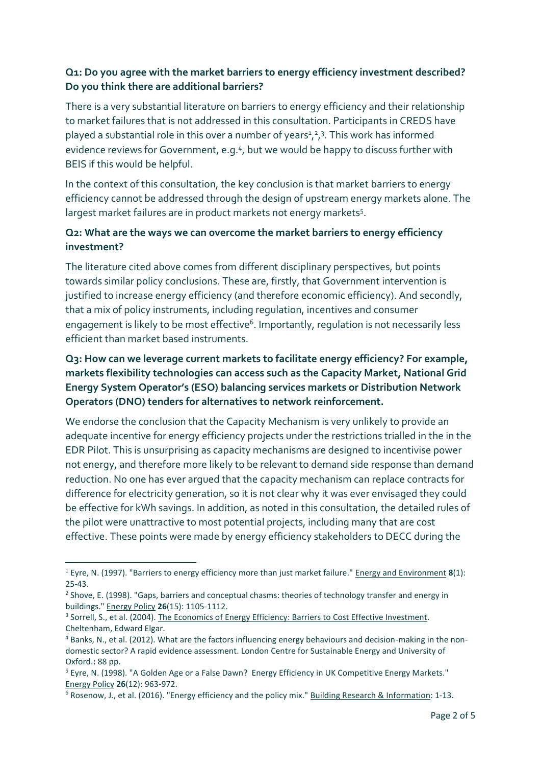**Q1: Do you agree with the market barriers to energy efficiency investment described? Do you think there are additional barriers?**

There is a very substantial literature on barriers to energy efficiency and their relationship to market failures that is not addressed in this consultation. Participants in CREDS have played a substantial role in this over a number of years[1],[2],[3]. This work has informed evidence reviews for Government, e.g.[4], but we would be happy to discuss further with BEIS if this would be helpful.

In the context of this consultation, the key conclusion is that market barriers to energy efficiency cannot be addressed through the design of upstream energy markets alone. The largest market failures are in product markets not energy markets[5].

**Q2: What are the ways we can overcome the market barriers to energy efficiency investment?**

The literature cited above comes from different disciplinary perspectives, but points towards similar policy conclusions. These are, firstly, that Government intervention is justified to increase energy efficiency (and therefore economic efficiency). And secondly, that a mix of policy instruments, including regulation, incentives and consumer engagement is likely to be most effective[6]. Importantly, regulation is not necessarily less efficient than market based instruments.

**Q3: How can we leverage current markets to facilitate energy efficiency? For example, markets flexibility technologies can access such as the Capacity Market, National Grid Energy System Operator's (ESO) balancing services markets or Distribution Network Operators (DNO) tenders for alternatives to network reinforcement.**

We endorse the conclusion that the Capacity Mechanism is very unlikely to provide an adequate incentive for energy efficiency projects under the restrictions trialled in the in the EDR Pilot. This is unsurprising as capacity mechanisms are designed to incentivise power not energy, and therefore more likely to be relevant to demand side response than demand reduction. No one has ever argued that the capacity mechanism can replace contracts for difference for electricity generation, so it is not clear why it was ever envisaged they could be effective for kWh savings. In addition, as noted in this consultation, the detailed rules of the pilot were unattractive to most potential projects, including many that are cost effective. These points were made by energy efficiency stakeholders to DECC during the

---

[1] Eyre, N. (1997). "Barriers to energy efficiency more than just market failure." Energy and Environment **8**(1): 25-43.

[2] Shove, E. (1998). "Gaps, barriers and conceptual chasms: theories of technology transfer and energy in buildings." Energy Policy **26**(15): 1105-1112.

[3] Sorrell, S., et al. (2004). The Economics of Energy Efficiency: Barriers to Cost Effective Investment. Cheltenham, Edward Elgar.

[4] Banks, N., et al. (2012). What are the factors influencing energy behaviours and decision-making in the non-domestic sector? A rapid evidence assessment. London Centre for Sustainable Energy and University of Oxford.**:** 88 pp.

[5] Eyre, N. (1998). "A Golden Age or a False Dawn? Energy Efficiency in UK Competitive Energy Markets." Energy Policy **26**(12): 963-972.

[6] Rosenow, J., et al. (2016). "Energy efficiency and the policy mix." Building Research & Information: 1-13.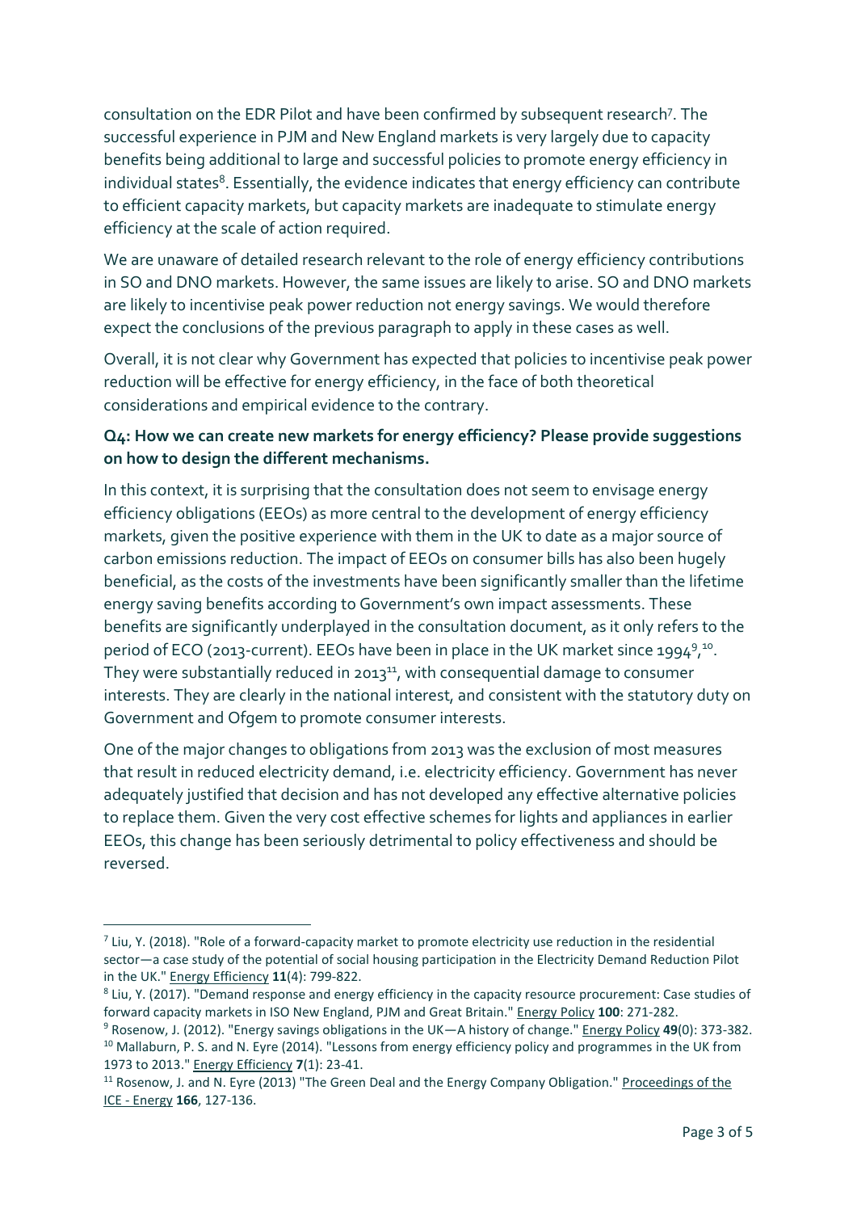consultation on the EDR Pilot and have been confirmed by subsequent research[7]. The successful experience in PJM and New England markets is very largely due to capacity benefits being additional to large and successful policies to promote energy efficiency in individual states[8]. Essentially, the evidence indicates that energy efficiency can contribute to efficient capacity markets, but capacity markets are inadequate to stimulate energy efficiency at the scale of action required.

We are unaware of detailed research relevant to the role of energy efficiency contributions in SO and DNO markets. However, the same issues are likely to arise. SO and DNO markets are likely to incentivise peak power reduction not energy savings. We would therefore expect the conclusions of the previous paragraph to apply in these cases as well.

Overall, it is not clear why Government has expected that policies to incentivise peak power reduction will be effective for energy efficiency, in the face of both theoretical considerations and empirical evidence to the contrary.

**Q4: How we can create new markets for energy efficiency? Please provide suggestions on how to design the different mechanisms.**

In this context, it is surprising that the consultation does not seem to envisage energy efficiency obligations (EEOs) as more central to the development of energy efficiency markets, given the positive experience with them in the UK to date as a major source of carbon emissions reduction. The impact of EEOs on consumer bills has also been hugely beneficial, as the costs of the investments have been significantly smaller than the lifetime energy saving benefits according to Government's own impact assessments. These benefits are significantly underplayed in the consultation document, as it only refers to the period of ECO (2013-current). EEOs have been in place in the UK market since 1994[9,10]. They were substantially reduced in 2013[11], with consequential damage to consumer interests. They are clearly in the national interest, and consistent with the statutory duty on Government and Ofgem to promote consumer interests.

One of the major changes to obligations from 2013 was the exclusion of most measures that result in reduced electricity demand, i.e. electricity efficiency. Government has never adequately justified that decision and has not developed any effective alternative policies to replace them. Given the very cost effective schemes for lights and appliances in earlier EEOs, this change has been seriously detrimental to policy effectiveness and should be reversed.

---

[7] Liu, Y. (2018). "Role of a forward-capacity market to promote electricity use reduction in the residential sector—a case study of the potential of social housing participation in the Electricity Demand Reduction Pilot in the UK." Energy Efficiency **11**(4): 799-822.

[8] Liu, Y. (2017). "Demand response and energy efficiency in the capacity resource procurement: Case studies of forward capacity markets in ISO New England, PJM and Great Britain." Energy Policy **100**: 271-282.

[9] Rosenow, J. (2012). "Energy savings obligations in the UK—A history of change." Energy Policy **49**(0): 373-382.

[10] Mallaburn, P. S. and N. Eyre (2014). "Lessons from energy efficiency policy and programmes in the UK from 1973 to 2013." Energy Efficiency **7**(1): 23-41.

[11] Rosenow, J. and N. Eyre (2013) "The Green Deal and the Energy Company Obligation." Proceedings of the ICE - Energy **166**, 127-136.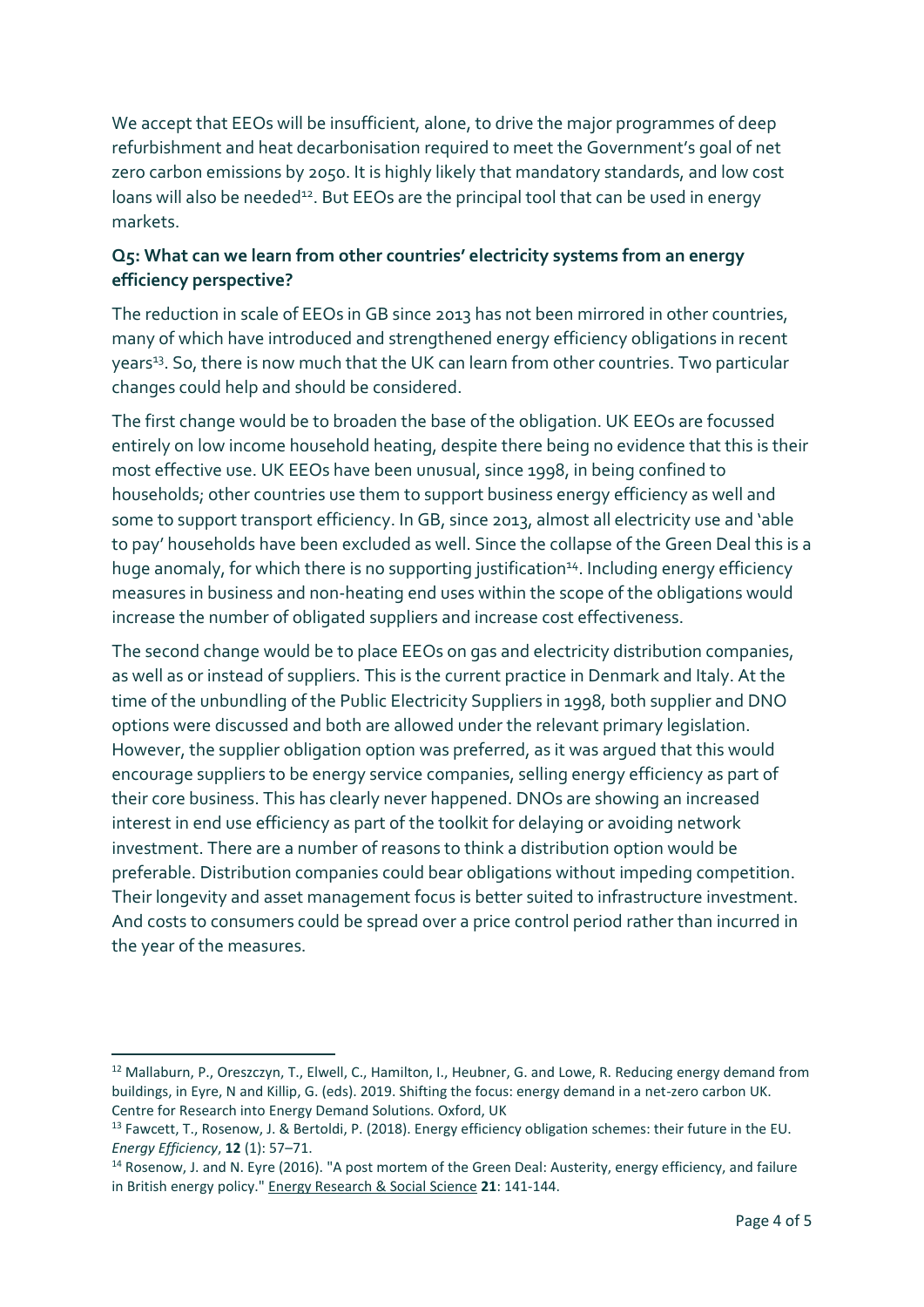We accept that EEOs will be insufficient, alone, to drive the major programmes of deep refurbishment and heat decarbonisation required to meet the Government's goal of net zero carbon emissions by 2050. It is highly likely that mandatory standards, and low cost loans will also be needed[12]. But EEOs are the principal tool that can be used in energy markets.

### Q5: What can we learn from other countries' electricity systems from an energy efficiency perspective?

The reduction in scale of EEOs in GB since 2013 has not been mirrored in other countries, many of which have introduced and strengthened energy efficiency obligations in recent years[13]. So, there is now much that the UK can learn from other countries. Two particular changes could help and should be considered.

The first change would be to broaden the base of the obligation. UK EEOs are focussed entirely on low income household heating, despite there being no evidence that this is their most effective use. UK EEOs have been unusual, since 1998, in being confined to households; other countries use them to support business energy efficiency as well and some to support transport efficiency. In GB, since 2013, almost all electricity use and 'able to pay' households have been excluded as well. Since the collapse of the Green Deal this is a huge anomaly, for which there is no supporting justification[14]. Including energy efficiency measures in business and non-heating end uses within the scope of the obligations would increase the number of obligated suppliers and increase cost effectiveness.

The second change would be to place EEOs on gas and electricity distribution companies, as well as or instead of suppliers. This is the current practice in Denmark and Italy. At the time of the unbundling of the Public Electricity Suppliers in 1998, both supplier and DNO options were discussed and both are allowed under the relevant primary legislation. However, the supplier obligation option was preferred, as it was argued that this would encourage suppliers to be energy service companies, selling energy efficiency as part of their core business. This has clearly never happened. DNOs are showing an increased interest in end use efficiency as part of the toolkit for delaying or avoiding network investment. There are a number of reasons to think a distribution option would be preferable. Distribution companies could bear obligations without impeding competition. Their longevity and asset management focus is better suited to infrastructure investment. And costs to consumers could be spread over a price control period rather than incurred in the year of the measures.

---

[12] Mallaburn, P., Oreszczyn, T., Elwell, C., Hamilton, I., Heubner, G. and Lowe, R. Reducing energy demand from buildings, in Eyre, N and Killip, G. (eds). 2019. Shifting the focus: energy demand in a net-zero carbon UK. Centre for Research into Energy Demand Solutions. Oxford, UK

[13] Fawcett, T., Rosenow, J. & Bertoldi, P. (2018). Energy efficiency obligation schemes: their future in the EU. *Energy Efficiency*, **12** (1): 57–71.

[14] Rosenow, J. and N. Eyre (2016). "A post mortem of the Green Deal: Austerity, energy efficiency, and failure in British energy policy." Energy Research & Social Science **21**: 141-144.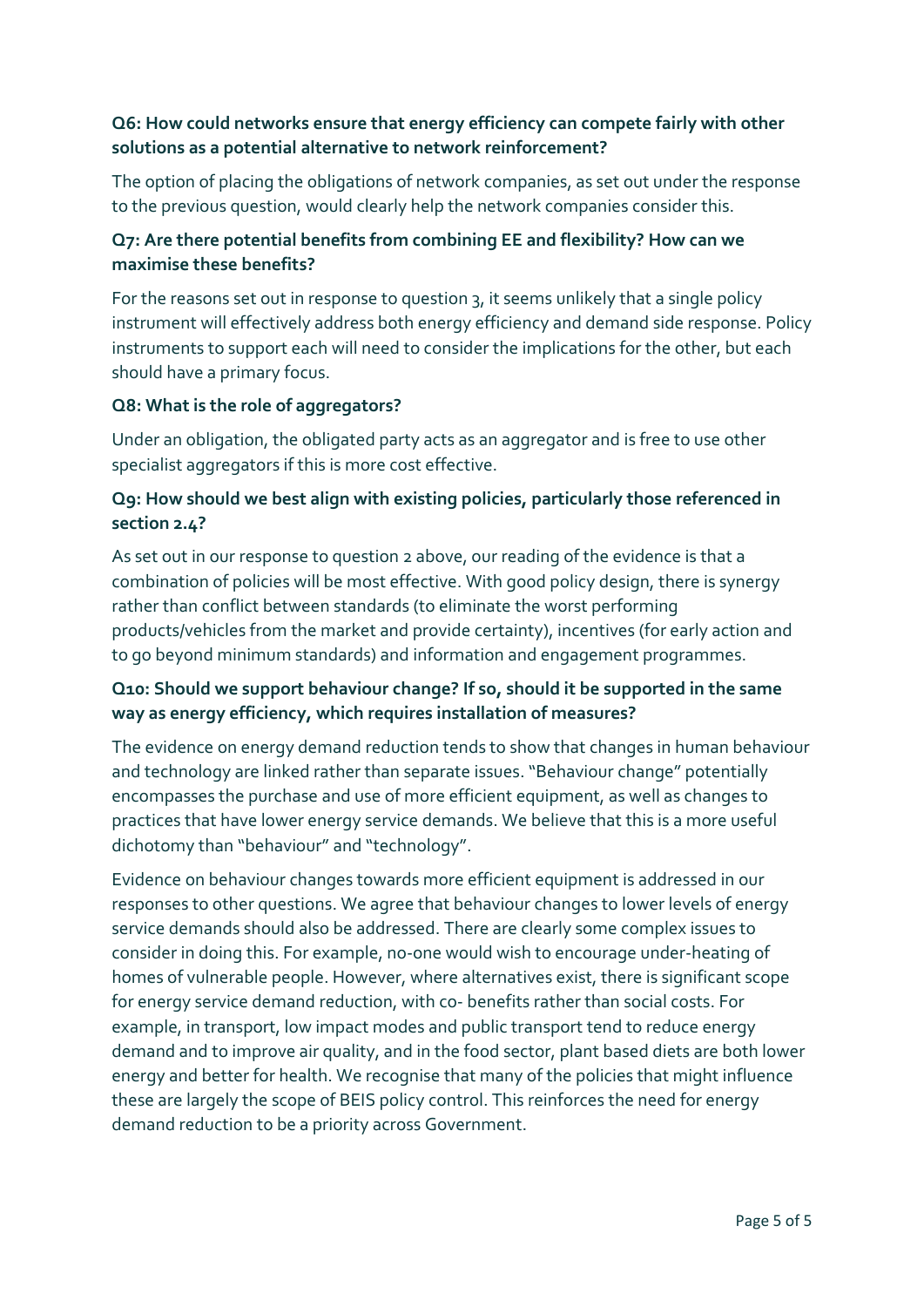**Q6: How could networks ensure that energy efficiency can compete fairly with other solutions as a potential alternative to network reinforcement?**

The option of placing the obligations of network companies, as set out under the response to the previous question, would clearly help the network companies consider this.

**Q7: Are there potential benefits from combining EE and flexibility? How can we maximise these benefits?**

For the reasons set out in response to question 3, it seems unlikely that a single policy instrument will effectively address both energy efficiency and demand side response. Policy instruments to support each will need to consider the implications for the other, but each should have a primary focus.

**Q8: What is the role of aggregators?**

Under an obligation, the obligated party acts as an aggregator and is free to use other specialist aggregators if this is more cost effective.

**Q9: How should we best align with existing policies, particularly those referenced in section 2.4?**

As set out in our response to question 2 above, our reading of the evidence is that a combination of policies will be most effective. With good policy design, there is synergy rather than conflict between standards (to eliminate the worst performing products/vehicles from the market and provide certainty), incentives (for early action and to go beyond minimum standards) and information and engagement programmes.

**Q10: Should we support behaviour change? If so, should it be supported in the same way as energy efficiency, which requires installation of measures?**

The evidence on energy demand reduction tends to show that changes in human behaviour and technology are linked rather than separate issues. "Behaviour change" potentially encompasses the purchase and use of more efficient equipment, as well as changes to practices that have lower energy service demands. We believe that this is a more useful dichotomy than "behaviour" and "technology".

Evidence on behaviour changes towards more efficient equipment is addressed in our responses to other questions. We agree that behaviour changes to lower levels of energy service demands should also be addressed. There are clearly some complex issues to consider in doing this. For example, no-one would wish to encourage under-heating of homes of vulnerable people. However, where alternatives exist, there is significant scope for energy service demand reduction, with co- benefits rather than social costs. For example, in transport, low impact modes and public transport tend to reduce energy demand and to improve air quality, and in the food sector, plant based diets are both lower energy and better for health. We recognise that many of the policies that might influence these are largely the scope of BEIS policy control. This reinforces the need for energy demand reduction to be a priority across Government.